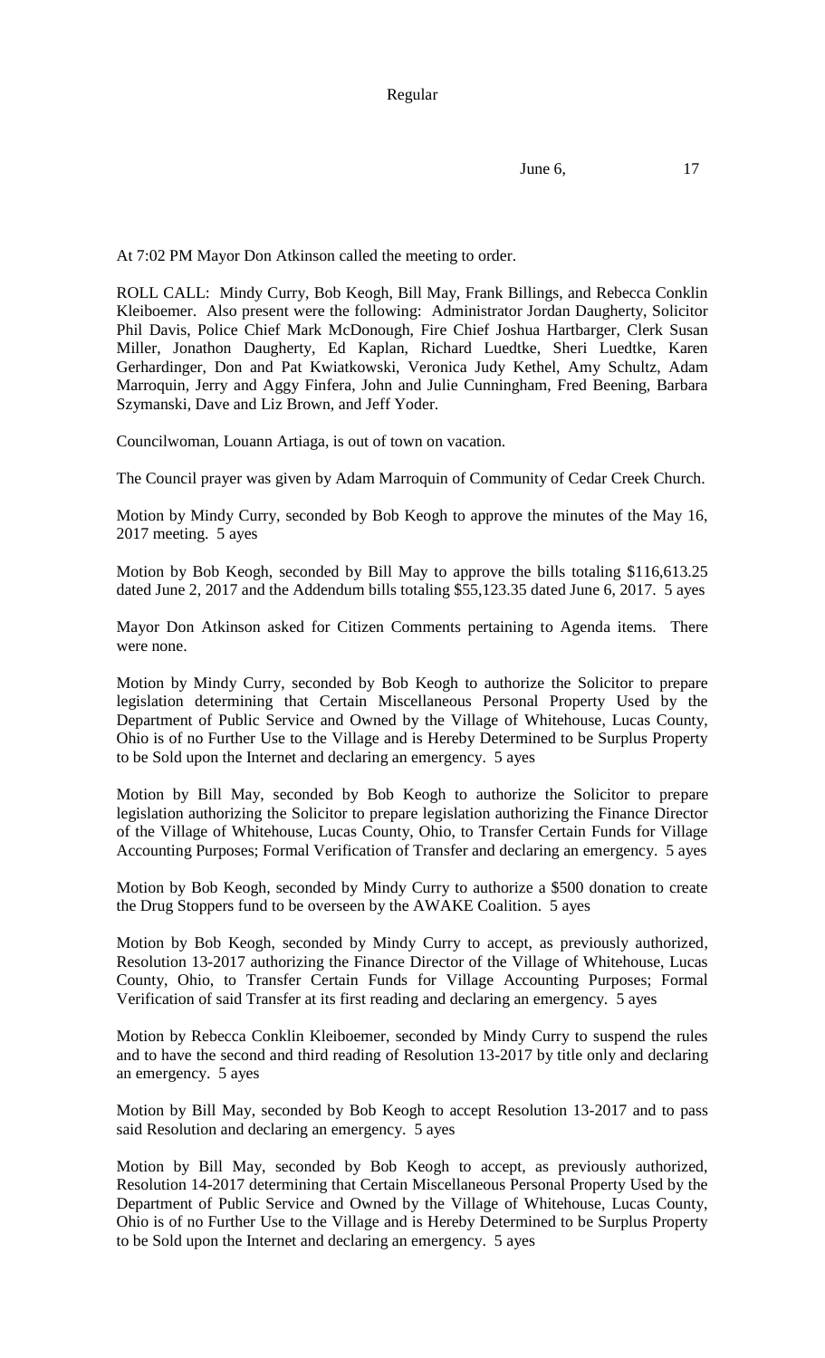Regular

June 6, 17

At 7:02 PM Mayor Don Atkinson called the meeting to order.

ROLL CALL: Mindy Curry, Bob Keogh, Bill May, Frank Billings, and Rebecca Conklin Kleiboemer. Also present were the following: Administrator Jordan Daugherty, Solicitor Phil Davis, Police Chief Mark McDonough, Fire Chief Joshua Hartbarger, Clerk Susan Miller, Jonathon Daugherty, Ed Kaplan, Richard Luedtke, Sheri Luedtke, Karen Gerhardinger, Don and Pat Kwiatkowski, Veronica Judy Kethel, Amy Schultz, Adam Marroquin, Jerry and Aggy Finfera, John and Julie Cunningham, Fred Beening, Barbara Szymanski, Dave and Liz Brown, and Jeff Yoder.

Councilwoman, Louann Artiaga, is out of town on vacation.

The Council prayer was given by Adam Marroquin of Community of Cedar Creek Church.

Motion by Mindy Curry, seconded by Bob Keogh to approve the minutes of the May 16, 2017 meeting. 5 ayes

Motion by Bob Keogh, seconded by Bill May to approve the bills totaling $116,613.25 dated June 2, 2017 and the Addendum bills totaling $55,123.35 dated June 6, 2017. 5 ayes

Mayor Don Atkinson asked for Citizen Comments pertaining to Agenda items. There were none.

Motion by Mindy Curry, seconded by Bob Keogh to authorize the Solicitor to prepare legislation determining that Certain Miscellaneous Personal Property Used by the Department of Public Service and Owned by the Village of Whitehouse, Lucas County, Ohio is of no Further Use to the Village and is Hereby Determined to be Surplus Property to be Sold upon the Internet and declaring an emergency. 5 ayes

Motion by Bill May, seconded by Bob Keogh to authorize the Solicitor to prepare legislation authorizing the Solicitor to prepare legislation authorizing the Finance Director of the Village of Whitehouse, Lucas County, Ohio, to Transfer Certain Funds for Village Accounting Purposes; Formal Verification of Transfer and declaring an emergency. 5 ayes

Motion by Bob Keogh, seconded by Mindy Curry to authorize a $500 donation to create the Drug Stoppers fund to be overseen by the AWAKE Coalition. 5 ayes

Motion by Bob Keogh, seconded by Mindy Curry to accept, as previously authorized, Resolution 13-2017 authorizing the Finance Director of the Village of Whitehouse, Lucas County, Ohio, to Transfer Certain Funds for Village Accounting Purposes; Formal Verification of said Transfer at its first reading and declaring an emergency. 5 ayes

Motion by Rebecca Conklin Kleiboemer, seconded by Mindy Curry to suspend the rules and to have the second and third reading of Resolution 13-2017 by title only and declaring an emergency. 5 ayes

Motion by Bill May, seconded by Bob Keogh to accept Resolution 13-2017 and to pass said Resolution and declaring an emergency. 5 ayes

Motion by Bill May, seconded by Bob Keogh to accept, as previously authorized, Resolution 14-2017 determining that Certain Miscellaneous Personal Property Used by the Department of Public Service and Owned by the Village of Whitehouse, Lucas County, Ohio is of no Further Use to the Village and is Hereby Determined to be Surplus Property to be Sold upon the Internet and declaring an emergency. 5 ayes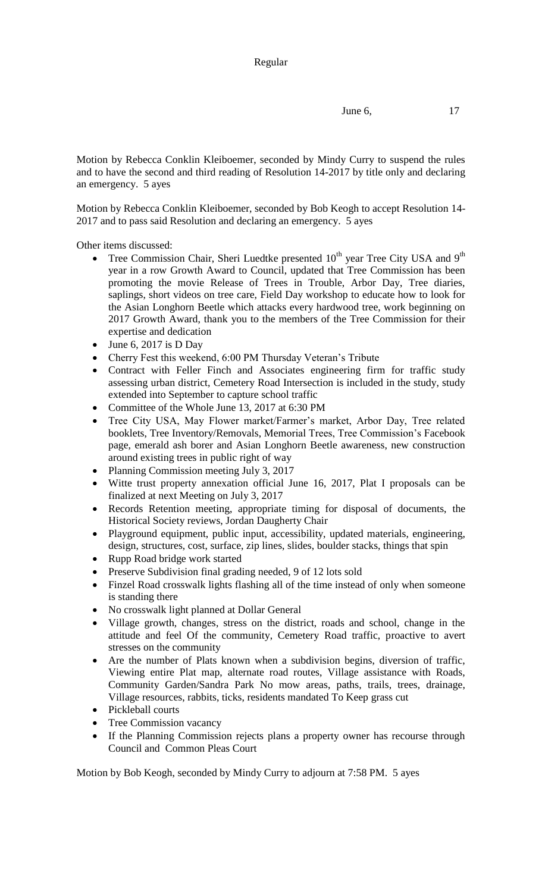Motion by Rebecca Conklin Kleiboemer, seconded by Mindy Curry to suspend the rules and to have the second and third reading of Resolution 14-2017 by title only and declaring an emergency. 5 ayes

Motion by Rebecca Conklin Kleiboemer, seconded by Bob Keogh to accept Resolution 14-2017 and to pass said Resolution and declaring an emergency. 5 ayes

Other items discussed:

- Tree Commission Chair, Sheri Luedtke presented 10th year Tree City USA and 9th year in a row Growth Award to Council, updated that Tree Commission has been promoting the movie Release of Trees in Trouble, Arbor Day, Tree diaries, saplings, short videos on tree care, Field Day workshop to educate how to look for the Asian Longhorn Beetle which attacks every hardwood tree, work beginning on 2017 Growth Award, thank you to the members of the Tree Commission for their expertise and dedication
- June 6, 2017 is D Day
- Cherry Fest this weekend, 6:00 PM Thursday Veteran's Tribute
- Contract with Feller Finch and Associates engineering firm for traffic study assessing urban district, Cemetery Road Intersection is included in the study, study extended into September to capture school traffic
- Committee of the Whole June 13, 2017 at 6:30 PM
- Tree City USA, May Flower market/Farmer's market, Arbor Day, Tree related booklets, Tree Inventory/Removals, Memorial Trees, Tree Commission's Facebook page, emerald ash borer and Asian Longhorn Beetle awareness, new construction around existing trees in public right of way
- Planning Commission meeting July 3, 2017
- Witte trust property annexation official June 16, 2017, Plat I proposals can be finalized at next Meeting on July 3, 2017
- Records Retention meeting, appropriate timing for disposal of documents, the Historical Society reviews, Jordan Daugherty Chair
- Playground equipment, public input, accessibility, updated materials, engineering, design, structures, cost, surface, zip lines, slides, boulder stacks, things that spin
- Rupp Road bridge work started
- Preserve Subdivision final grading needed, 9 of 12 lots sold
- Finzel Road crosswalk lights flashing all of the time instead of only when someone is standing there
- No crosswalk light planned at Dollar General
- Village growth, changes, stress on the district, roads and school, change in the attitude and feel Of the community, Cemetery Road traffic, proactive to avert stresses on the community
- Are the number of Plats known when a subdivision begins, diversion of traffic, Viewing entire Plat map, alternate road routes, Village assistance with Roads, Community Garden/Sandra Park No mow areas, paths, trails, trees, drainage, Village resources, rabbits, ticks, residents mandated To Keep grass cut
- Pickleball courts
- Tree Commission vacancy
- If the Planning Commission rejects plans a property owner has recourse through Council and Common Pleas Court

Motion by Bob Keogh, seconded by Mindy Curry to adjourn at 7:58 PM. 5 ayes